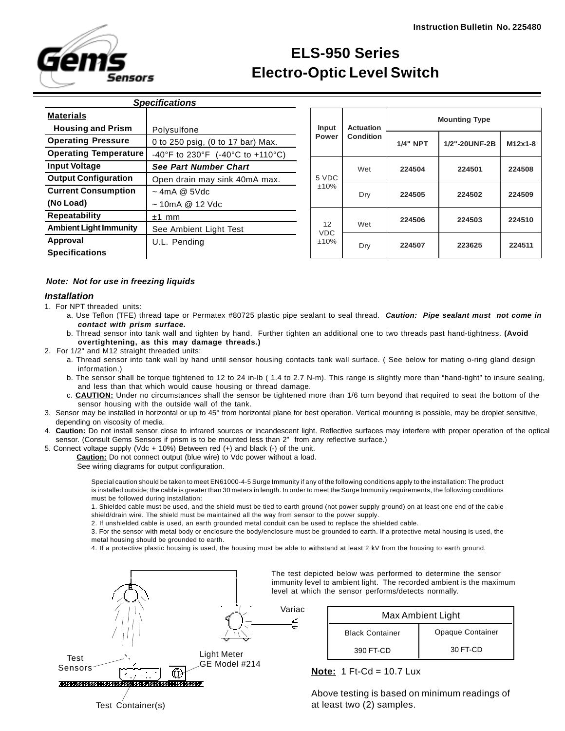Instruction Bulletin No. 225480

# ELS-950 Series
# Electro-Optic Level Switch

### *Specifications*

| | |
|---|---|
| **Materials** | |
| **Housing and Prism** | Polysulfone |
| **Operating Pressure** | 0 to 250 psig, (0 to 17 bar) Max. |
| **Operating Temperature** | -40°F to 230°F (-40°C to +110°C) |
| **Input Voltage** | ***See Part Number Chart*** |
| **Output Configuration** | Open drain may sink 40mA max. |
| **Current Consumption (No Load)** | ~ 4mA @ 5Vdc<br>~ 10mA @ 12 Vdc |
| **Repeatability** | ±1 mm |
| **Ambient Light Immunity** | See Ambient Light Test |
| **Approval Specifications** | U.L. Pending |

| Input Power | Actuation Condition | Mounting Type | | |
|---|---|---|---|---|
| | | **1/4" NPT** | **1/2"-20UNF-2B** | **M12x1-8** |
| 5 VDC ±10% | Wet | **224504** | **224501** | **224508** |
| | Dry | **224505** | **224502** | **224509** |
| 12 VDC ±10% | Wet | **224506** | **224503** | **224510** |
| | Dry | **224507** | **223625** | **224511** |

***Note: Not for use in freezing liquids***

### *Installation*

1. For NPT threaded units:
   a. Use Teflon (TFE) thread tape or Permatex #80725 plastic pipe sealant to seal thread. ***Caution: Pipe sealant must not come in contact with prism surface.***
   b. Thread sensor into tank wall and tighten by hand. Further tighten an additional one to two threads past hand-tightness. **(Avoid overtightening, as this may damage threads.)**
2. For 1/2" and M12 straight threaded units:
   a. Thread sensor into tank wall by hand until sensor housing contacts tank wall surface. ( See below for mating o-ring gland design information.)
   b. The sensor shall be torque tightened to 12 to 24 in-lb ( 1.4 to 2.7 N-m). This range is slightly more than "hand-tight" to insure sealing, and less than that which would cause housing or thread damage.
   c. **CAUTION:** Under no circumstances shall the sensor be tightened more than 1/6 turn beyond that required to seat the bottom of the sensor housing with the outside wall of the tank.
3. Sensor may be installed in horizontal or up to 45° from horizontal plane for best operation. Vertical mounting is possible, may be droplet sensitive, depending on viscosity of media.
4. **Caution:** Do not install sensor close to infrared sources or incandescent light. Reflective surfaces may interfere with proper operation of the optical sensor. (Consult Gems Sensors if prism is to be mounted less than 2" from any reflective surface.)
5. Connect voltage supply (Vdc ± 10%) Between red (+) and black (-) of the unit.
   **Caution:** Do not connect output (blue wire) to Vdc power without a load.
   See wiring diagrams for output configuration.

Special caution should be taken to meet EN61000-4-5 Surge Immunity if any of the following conditions apply to the installation: The product is installed outside; the cable is greater than 30 meters in length. In order to meet the Surge Immunity requirements, the following conditions must be followed during installation:

1. Shielded cable must be used, and the shield must be tied to earth ground (not power supply ground) on at least one end of the cable shield/drain wire. The shield must be maintained all the way from sensor to the power supply.
2. If unshielded cable is used, an earth grounded metal conduit can be used to replace the shielded cable.
3. For the sensor with metal body or enclosure the body/enclosure must be grounded to earth. If a protective metal housing is used, the metal housing should be grounded to earth.
4. If a protective plastic housing is used, the housing must be able to withstand at least 2 kV from the housing to earth ground.

Test Sensors — Light Meter GE Model #214 — Variac — Test Container(s)

The test depicted below was performed to determine the sensor immunity level to ambient light. The recorded ambient is the maximum level at which the sensor performs/detects normally.

| Max Ambient Light | |
|---|---|
| Black Container | Opaque Container |
| 390 FT-CD | 30 FT-CD |

**Note:** 1 Ft-Cd = 10.7 Lux

Above testing is based on minimum readings of at least two (2) samples.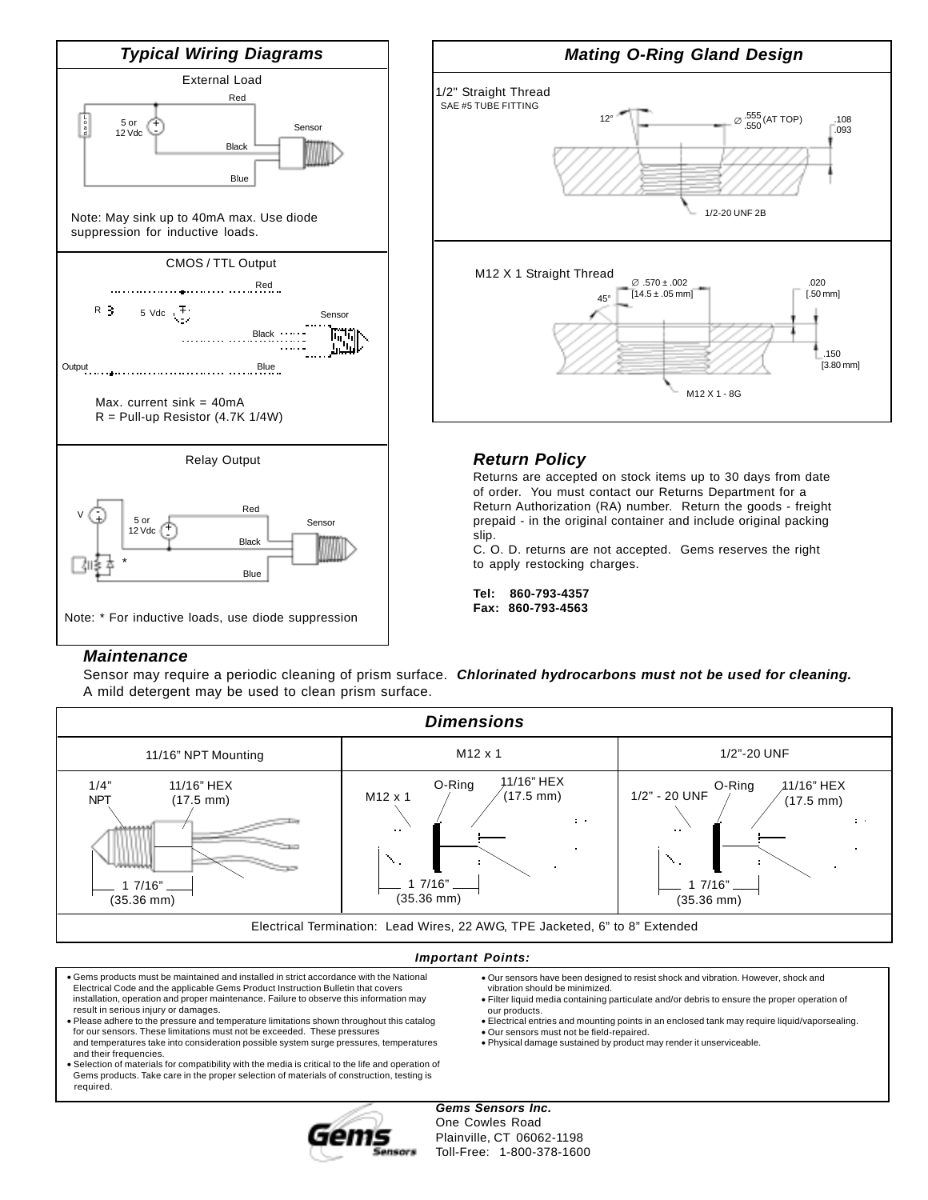## Typical Wiring Diagrams

External Load

Red

Load

5 or 12 Vdc

Sensor

Black

Blue

Note: May sink up to 40mA max. Use diode suppression for inductive loads.

CMOS / TTL Output

Red

R

5 Vdc

Sensor

Black

Output

Blue

Max. current sink = 40mA
R = Pull-up Resistor (4.7K 1/4W)

Relay Output

V

Red

5 or 12 Vdc

Sensor

Black

*

Blue

Note: * For inductive loads, use diode suppression

## Mating O-Ring Gland Design

1/2" Straight Thread
SAE #5 TUBE FITTING

12°

∅ .555/.550 (AT TOP)

.108/.093

1/2-20 UNF 2B

M12 X 1 Straight Thread

∅ .570 ± .002 [14.5 ± .05 mm]

.020 [.50 mm]

45°

.150 [3.80 mm]

M12 X 1 - 8G

## Return Policy

Returns are accepted on stock items up to 30 days from date of order. You must contact our Returns Department for a Return Authorization (RA) number. Return the goods - freight prepaid - in the original container and include original packing slip.

C. O. D. returns are not accepted. Gems reserves the right to apply restocking charges.

**Tel: 860-793-4357**
**Fax: 860-793-4563**

## Maintenance

Sensor may require a periodic cleaning of prism surface. ***Chlorinated hydrocarbons must not be used for cleaning.*** A mild detergent may be used to clean prism surface.

## Dimensions

| 11/16" NPT Mounting | M12 x 1 | 1/2"-20 UNF |
|---|---|---|
| 1/4" NPT; 11/16" HEX (17.5 mm); 1 7/16" (35.36 mm) | M12 x 1; O-Ring; 11/16" HEX (17.5 mm); 1 7/16" (35.36 mm) | 1/2" - 20 UNF; O-Ring; 11/16" HEX (17.5 mm); 1 7/16" (35.36 mm) |

Electrical Termination: Lead Wires, 22 AWG, TPE Jacketed, 6" to 8" Extended

### Important Points:

- Gems products must be maintained and installed in strict accordance with the National Electrical Code and the applicable Gems Product Instruction Bulletin that covers installation, operation and proper maintenance. Failure to observe this information may result in serious injury or damages.
- Please adhere to the pressure and temperature limitations shown throughout this catalog for our sensors. These limitations must not be exceeded. These pressures and temperatures take into consideration possible system surge pressures, temperatures and their frequencies.
- Selection of materials for compatibility with the media is critical to the life and operation of Gems products. Take care in the proper selection of materials of construction, testing is required.
- Our sensors have been designed to resist shock and vibration. However, shock and vibration should be minimized.
- Filter liquid media containing particulate and/or debris to ensure the proper operation of our products.
- Electrical entries and mounting points in an enclosed tank may require liquid/vaporsealing.
- Our sensors must not be field-repaired.
- Physical damage sustained by product may render it unserviceable.

Gems Sensors

***Gems Sensors Inc.***
One Cowles Road
Plainville, CT 06062-1198
Toll-Free: 1-800-378-1600